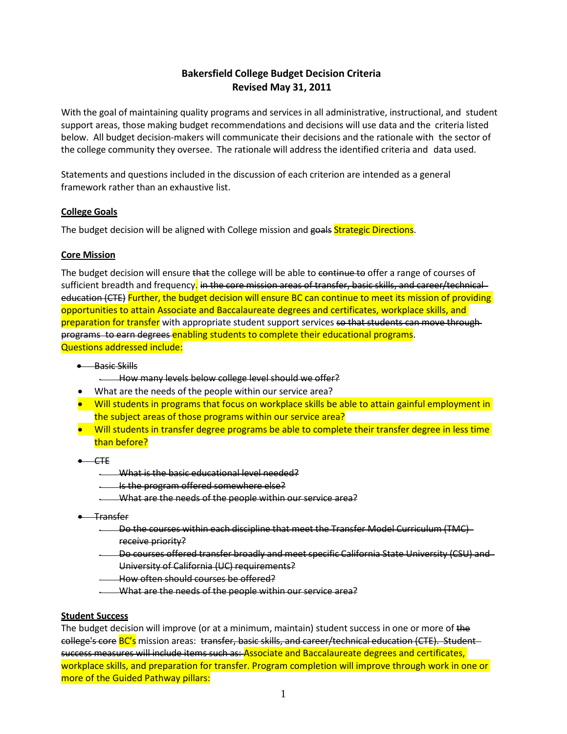**Bakersfield College Budget Decision Criteria**
**Revised May 31, 2011**

With the goal of maintaining quality programs and services in all administrative, instructional, and student support areas, those making budget recommendations and decisions will use data and the criteria listed below. All budget decision-makers will communicate their decisions and the rationale with the sector of the college community they oversee. The rationale will address the identified criteria and data used.

Statements and questions included in the discussion of each criterion are intended as a general framework rather than an exhaustive list.

## College Goals

The budget decision will be aligned with College mission and ~~goals~~ Strategic Directions.

## Core Mission

The budget decision will ensure ~~that~~ the college will be able to ~~continue to~~ offer a range of courses of sufficient breadth and frequency. ~~in the core mission areas of transfer, basic skills, and career/technical education (CTE)~~ Further, the budget decision will ensure BC can continue to meet its mission of providing opportunities to attain Associate and Baccalaureate degrees and certificates, workplace skills, and preparation for transfer with appropriate student support services ~~so that students can move through programs to earn degrees~~ enabling students to complete their educational programs.
Questions addressed include:

- ~~Basic Skills~~
  - ~~How many levels below college level should we offer?~~
- What are the needs of the people within our service area?
- Will students in programs that focus on workplace skills be able to attain gainful employment in the subject areas of those programs within our service area?
- Will students in transfer degree programs be able to complete their transfer degree in less time than before?

- ~~CTE~~
  - ~~What is the basic educational level needed?~~
  - ~~Is the program offered somewhere else?~~
  - ~~What are the needs of the people within our service area?~~

- ~~Transfer~~
  - ~~Do the courses within each discipline that meet the Transfer Model Curriculum (TMC) receive priority?~~
  - ~~Do courses offered transfer broadly and meet specific California State University (CSU) and University of California (UC) requirements?~~
  - ~~How often should courses be offered?~~
  - ~~What are the needs of the people within our service area?~~

## Student Success

The budget decision will improve (or at a minimum, maintain) student success in one or more of ~~the college's core~~ BC's mission areas: ~~transfer, basic skills, and career/technical education (CTE). Student success measures will include items such as:~~ Associate and Baccalaureate degrees and certificates, workplace skills, and preparation for transfer. Program completion will improve through work in one or more of the Guided Pathway pillars: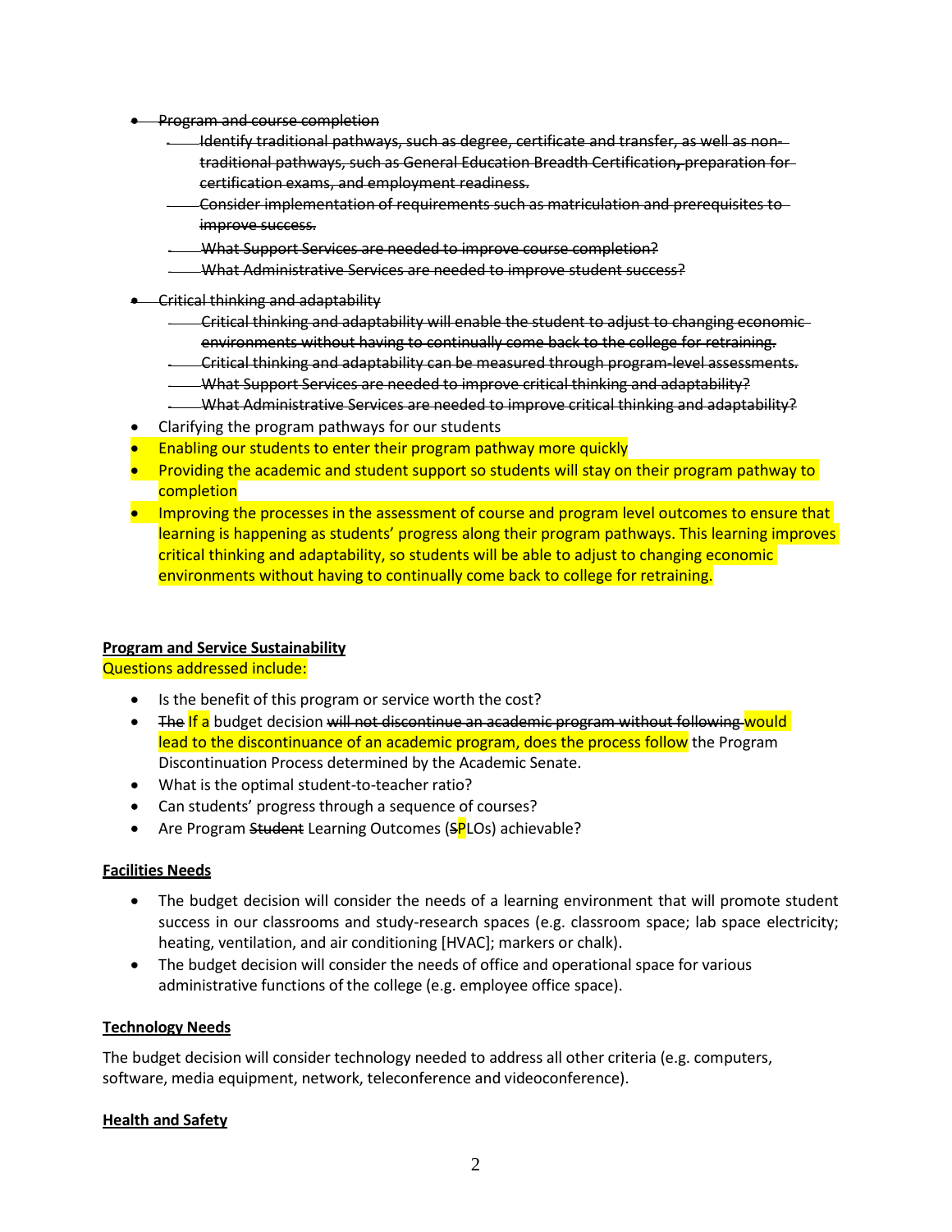- ~~Program and course completion~~
  - ~~Identify traditional pathways, such as degree, certificate and transfer, as well as non-traditional pathways, such as General Education Breadth Certification, preparation for certification exams, and employment readiness.~~
  - ~~Consider implementation of requirements such as matriculation and prerequisites to improve success.~~
  - ~~What Support Services are needed to improve course completion?~~
  - ~~What Administrative Services are needed to improve student success?~~
- ~~Critical thinking and adaptability~~
  - ~~Critical thinking and adaptability will enable the student to adjust to changing economic environments without having to continually come back to the college for retraining.~~
  - ~~Critical thinking and adaptability can be measured through program-level assessments.~~
  - ~~What Support Services are needed to improve critical thinking and adaptability?~~
  - ~~What Administrative Services are needed to improve critical thinking and adaptability?~~
- Clarifying the program pathways for our students
- Enabling our students to enter their program pathway more quickly
- Providing the academic and student support so students will stay on their program pathway to completion
- Improving the processes in the assessment of course and program level outcomes to ensure that learning is happening as students' progress along their program pathways. This learning improves critical thinking and adaptability, so students will be able to adjust to changing economic environments without having to continually come back to college for retraining.

**<u>Program and Service Sustainability</u>**

Questions addressed include:

- Is the benefit of this program or service worth the cost?
- ~~The~~ If a budget decision ~~will not discontinue an academic program without following~~ would lead to the discontinuance of an academic program, does the process follow the Program Discontinuation Process determined by the Academic Senate.
- What is the optimal student-to-teacher ratio?
- Can students' progress through a sequence of courses?
- Are Program ~~Student~~ Learning Outcomes (~~S~~PLOs) achievable?

**<u>Facilities Needs</u>**

- The budget decision will consider the needs of a learning environment that will promote student success in our classrooms and study-research spaces (e.g. classroom space; lab space electricity; heating, ventilation, and air conditioning [HVAC]; markers or chalk).
- The budget decision will consider the needs of office and operational space for various administrative functions of the college (e.g. employee office space).

**<u>Technology Needs</u>**

The budget decision will consider technology needed to address all other criteria (e.g. computers, software, media equipment, network, teleconference and videoconference).

**<u>Health and Safety</u>**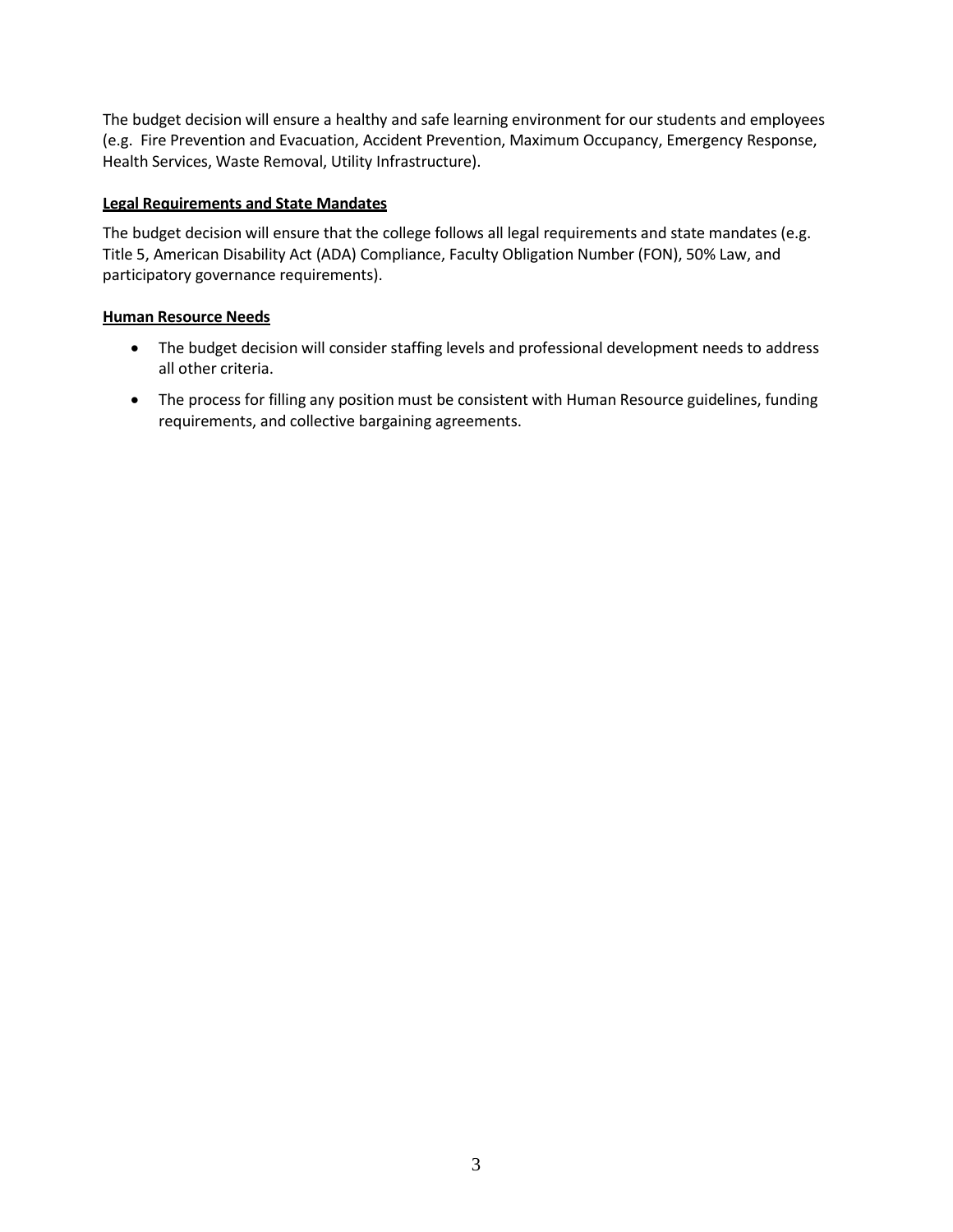The budget decision will ensure a healthy and safe learning environment for our students and employees (e.g. Fire Prevention and Evacuation, Accident Prevention, Maximum Occupancy, Emergency Response, Health Services, Waste Removal, Utility Infrastructure).

**Legal Requirements and State Mandates**

The budget decision will ensure that the college follows all legal requirements and state mandates (e.g. Title 5, American Disability Act (ADA) Compliance, Faculty Obligation Number (FON), 50% Law, and participatory governance requirements).

**Human Resource Needs**

- The budget decision will consider staffing levels and professional development needs to address all other criteria.
- The process for filling any position must be consistent with Human Resource guidelines, funding requirements, and collective bargaining agreements.